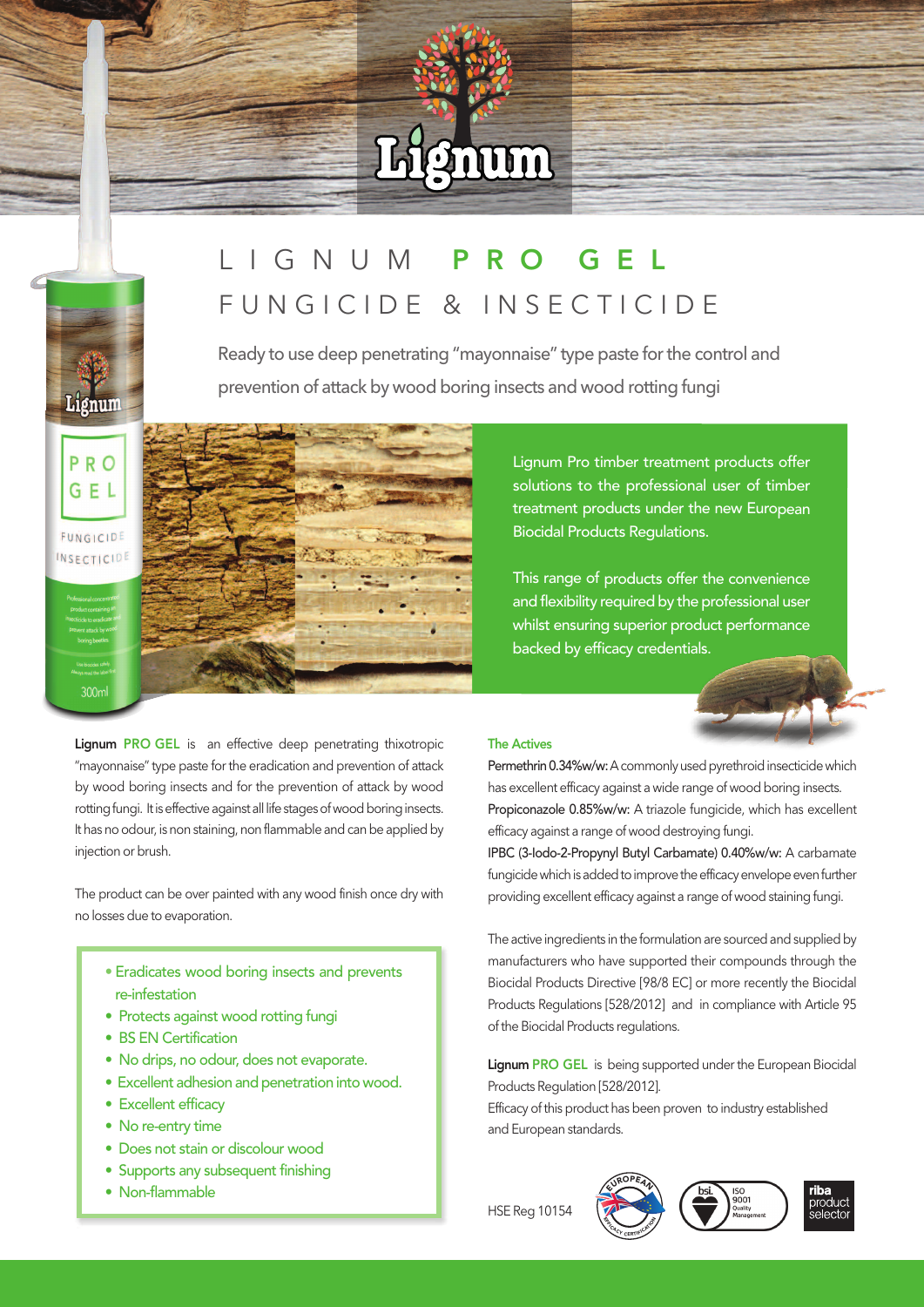# LIGNUM PRO GEL

## FUNGICIDE & INSECTICIDE

Ready to use deep penetrating "mayonnaise" type paste for the control and prevention of attack by wood boring insects and wood rotting fungi

Lignum Pro timber treatment products offer solutions to the professional user of timber treatment products under the new European Biocidal Products Regulations.

This range of products offer the convenience and flexibility required by the professional user whilst ensuring superior product performance backed by efficacy credentials.

**Lignum PRO GEL** is an effective deep penetrating thixotropic "mayonnaise" type paste for the eradication and prevention of attack by wood boring insects and for the prevention of attack by wood rotting fungi. It is effective against all life stages of wood boring insects. It has no odour, is non staining, non flammable and can be applied by injection or brush.

The product can be over painted with any wood finish once dry with no losses due to evaporation.

- Eradicates wood boring insects and prevents re-infestation
- Protects against wood rotting fungi
- BS EN Certification
- No drips, no odour, does not evaporate.
- Excellent adhesion and penetration into wood.
- Excellent efficacy
- No re-entry time
- Does not stain or discolour wood
- Supports any subsequent finishing
- Non-flammable

### The Actives

**Permethrin 0.34%w/w:** A commonly used pyrethroid insecticide which has excellent efficacy against a wide range of wood boring insects.

**Propiconazole 0.85%w/w:** A triazole fungicide, which has excellent efficacy against a range of wood destroying fungi.

**IPBC (3-Iodo-2-Propynyl Butyl Carbamate) 0.40%w/w:** A carbamate fungicide which is added to improve the efficacy envelope even further providing excellent efficacy against a range of wood staining fungi.

The active ingredients in the formulation are sourced and supplied by manufacturers who have supported their compounds through the Biocidal Products Directive [98/8 EC] or more recently the Biocidal Products Regulations [528/2012] and in compliance with Article 95 of the Biocidal Products regulations.

**Lignum PRO GEL** is being supported under the European Biocidal Products Regulation [528/2012].

Efficacy of this product has been proven to industry established and European standards.

HSE Reg 10154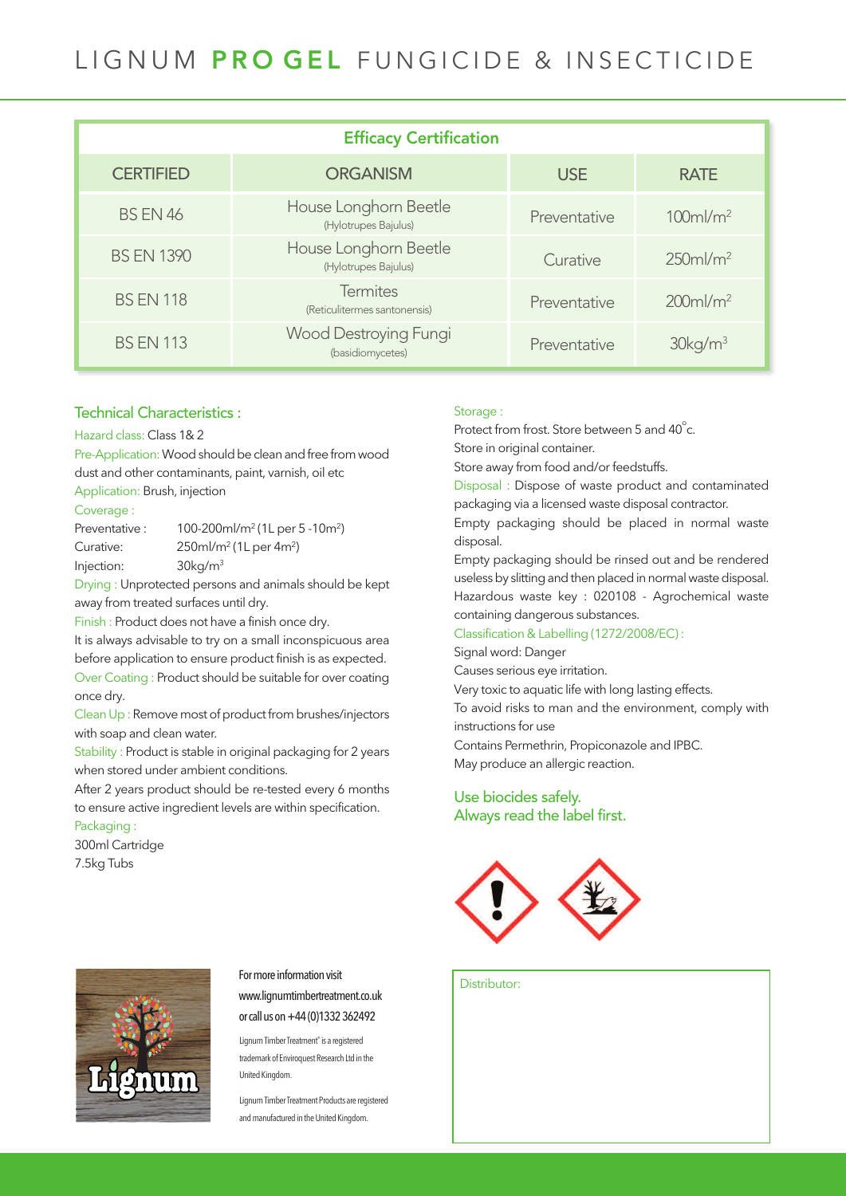# LIGNUM **PRO GEL** FUNGICIDE & INSECTICIDE

## Efficacy Certification

| CERTIFIED | ORGANISM | USE | RATE |
|---|---|---|---|
| BS EN 46 | House Longhorn Beetle (Hylotrupes Bajulus) | Preventative | $100ml/m^2$ |
| BS EN 1390 | House Longhorn Beetle (Hylotrupes Bajulus) | Curative | $250ml/m^2$ |
| BS EN 118 | Termites (Reticulitermes santonensis) | Preventative | $200ml/m^2$ |
| BS EN 113 | Wood Destroying Fungi (basidiomycetes) | Preventative | $30kg/m^3$ |

### Technical Characteristics :

Hazard class: Class 1& 2

Pre-Application: Wood should be clean and free from wood dust and other contaminants, paint, varnish, oil etc

Application: Brush, injection

Coverage :

| | |
|---|---|
| Preventative : | $100\text{-}200ml/m^2$ (1L per $5\text{-}10m^2$) |
| Curative: | $250ml/m^2$ (1L per $4m^2$) |
| Injection: | $30kg/m^3$ |

Drying : Unprotected persons and animals should be kept away from treated surfaces until dry.

Finish : Product does not have a finish once dry.

It is always advisable to try on a small inconspicuous area before application to ensure product finish is as expected.

Over Coating : Product should be suitable for over coating once dry.

Clean Up : Remove most of product from brushes/injectors with soap and clean water.

Stability : Product is stable in original packaging for 2 years when stored under ambient conditions.

After 2 years product should be re-tested every 6 months to ensure active ingredient levels are within specification.

Packaging :

300ml Cartridge

7.5kg Tubs

Storage :

Protect from frost. Store between 5 and 40°c.

Store in original container.

Store away from food and/or feedstuffs.

Disposal : Dispose of waste product and contaminated packaging via a licensed waste disposal contractor.

Empty packaging should be placed in normal waste disposal.

Empty packaging should be rinsed out and be rendered useless by slitting and then placed in normal waste disposal.

Hazardous waste key : 020108 - Agrochemical waste containing dangerous substances.

Classification & Labelling (1272/2008/EC) :

Signal word: Danger

Causes serious eye irritation.

Very toxic to aquatic life with long lasting effects.

To avoid risks to man and the environment, comply with instructions for use

Contains Permethrin, Propiconazole and IPBC.

May produce an allergic reaction.

Use biocides safely.
Always read the label first.

For more information visit www.lignumtimbertreatment.co.uk or call us on +44 (0)1332 362492

Lignum Timber Treatment® is a registered trademark of Enviroquest Research Ltd in the United Kingdom.

Lignum Timber Treatment Products are registered and manufactured in the United Kingdom.

Distributor: